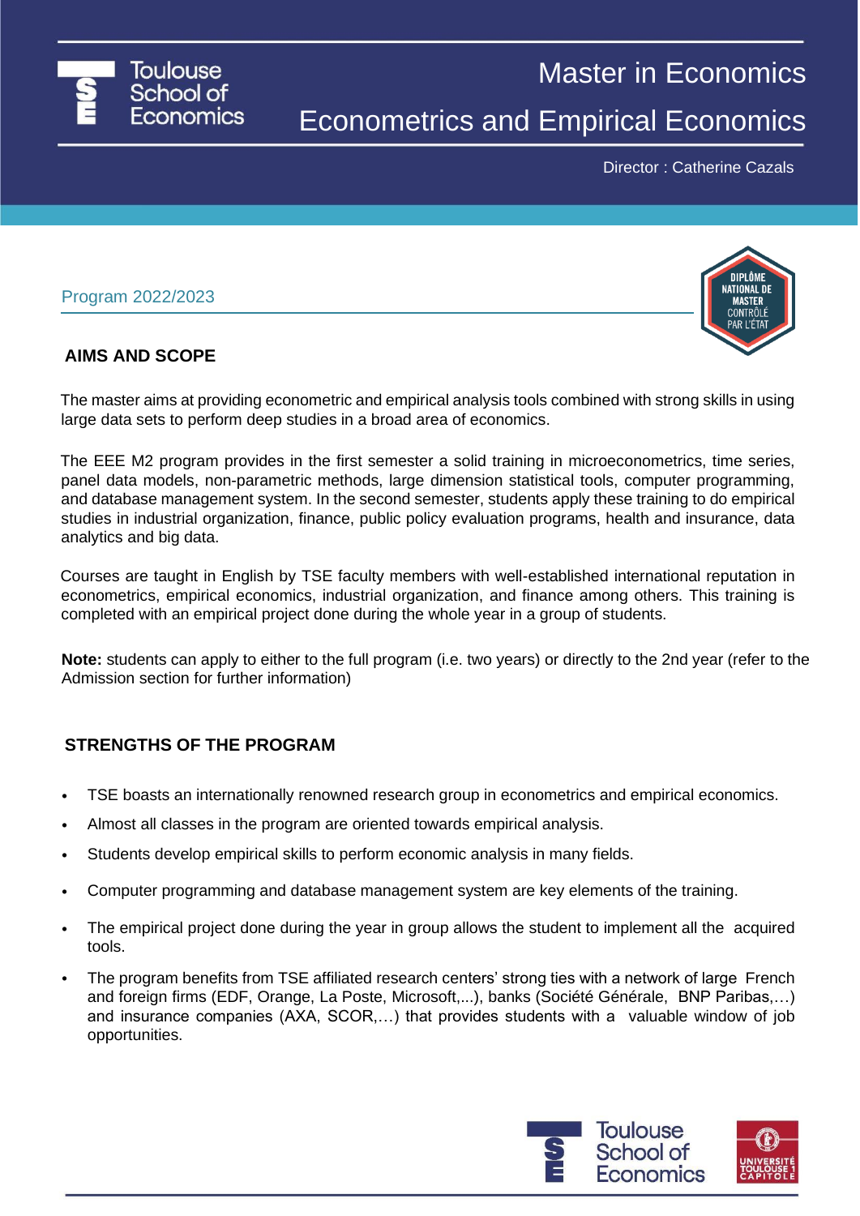Toulouse School of Economics

# Master in Economics

# Econometrics and Empirical Economics

Director : Catherine Cazals

Program 2022/2023

DIPLÔME NATIONAL DE MASTER CONTRÔLÉ PAR L'ÉTAT

## AIMS AND SCOPE

The master aims at providing econometric and empirical analysis tools combined with strong skills in using large data sets to perform deep studies in a broad area of economics.

The EEE M2 program provides in the first semester a solid training in microeconometrics, time series, panel data models, non-parametric methods, large dimension statistical tools, computer programming, and database management system. In the second semester, students apply these training to do empirical studies in industrial organization, finance, public policy evaluation programs, health and insurance, data analytics and big data.

Courses are taught in English by TSE faculty members with well-established international reputation in econometrics, empirical economics, industrial organization, and finance among others. This training is completed with an empirical project done during the whole year in a group of students.

**Note:** students can apply to either to the full program (i.e. two years) or directly to the 2nd year (refer to the Admission section for further information)

## STRENGTHS OF THE PROGRAM

- TSE boasts an internationally renowned research group in econometrics and empirical economics.
- Almost all classes in the program are oriented towards empirical analysis.
- Students develop empirical skills to perform economic analysis in many fields.
- Computer programming and database management system are key elements of the training.
- The empirical project done during the year in group allows the student to implement all the acquired tools.
- The program benefits from TSE affiliated research centers' strong ties with a network of large French and foreign firms (EDF, Orange, La Poste, Microsoft,...), banks (Société Générale, BNP Paribas,…) and insurance companies (AXA, SCOR,…) that provides students with a valuable window of job opportunities.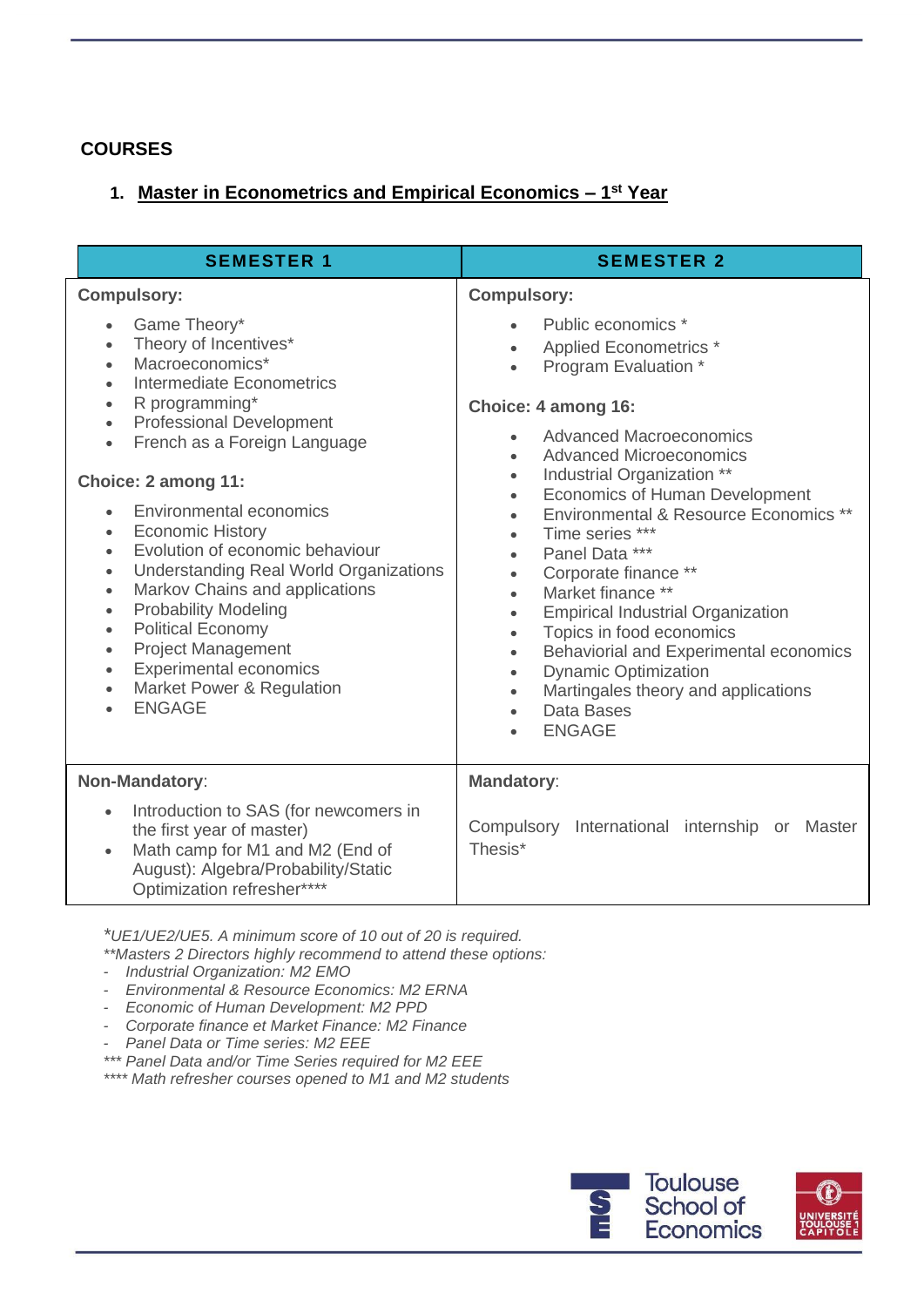## COURSES

### 1. Master in Econometrics and Empirical Economics – 1st Year

| SEMESTER 1 | SEMESTER 2 |
|---|---|
| **Compulsory:**<br>• Game Theory*<br>• Theory of Incentives*<br>• Macroeconomics*<br>• Intermediate Econometrics<br>• R programming*<br>• Professional Development<br>• French as a Foreign Language<br><br>**Choice: 2 among 11:**<br>• Environmental economics<br>• Economic History<br>• Evolution of economic behaviour<br>• Understanding Real World Organizations<br>• Markov Chains and applications<br>• Probability Modeling<br>• Political Economy<br>• Project Management<br>• Experimental economics<br>• Market Power & Regulation<br>• ENGAGE | **Compulsory:**<br>• Public economics *<br>• Applied Econometrics *<br>• Program Evaluation *<br><br>**Choice: 4 among 16:**<br>• Advanced Macroeconomics<br>• Advanced Microeconomics<br>• Industrial Organization **<br>• Economics of Human Development<br>• Environmental & Resource Economics **<br>• Time series ***<br>• Panel Data ***<br>• Corporate finance **<br>• Market finance **<br>• Empirical Industrial Organization<br>• Topics in food economics<br>• Behaviorial and Experimental economics<br>• Dynamic Optimization<br>• Martingales theory and applications<br>• Data Bases<br>• ENGAGE |
| **Non-Mandatory**:<br>• Introduction to SAS (for newcomers in the first year of master)<br>• Math camp for M1 and M2 (End of August): Algebra/Probability/Static Optimization refresher**** | **Mandatory**:<br>Compulsory International internship or Master Thesis* |

*\*UE1/UE2/UE5. A minimum score of 10 out of 20 is required.*
*\*\*Masters 2 Directors highly recommend to attend these options:*
- *Industrial Organization: M2 EMO*
- *Environmental & Resource Economics: M2 ERNA*
- *Economic of Human Development: M2 PPD*
- *Corporate finance et Market Finance: M2 Finance*
- *Panel Data or Time series: M2 EEE*

*\*\*\* Panel Data and/or Time Series required for M2 EEE*
*\*\*\*\* Math refresher courses opened to M1 and M2 students*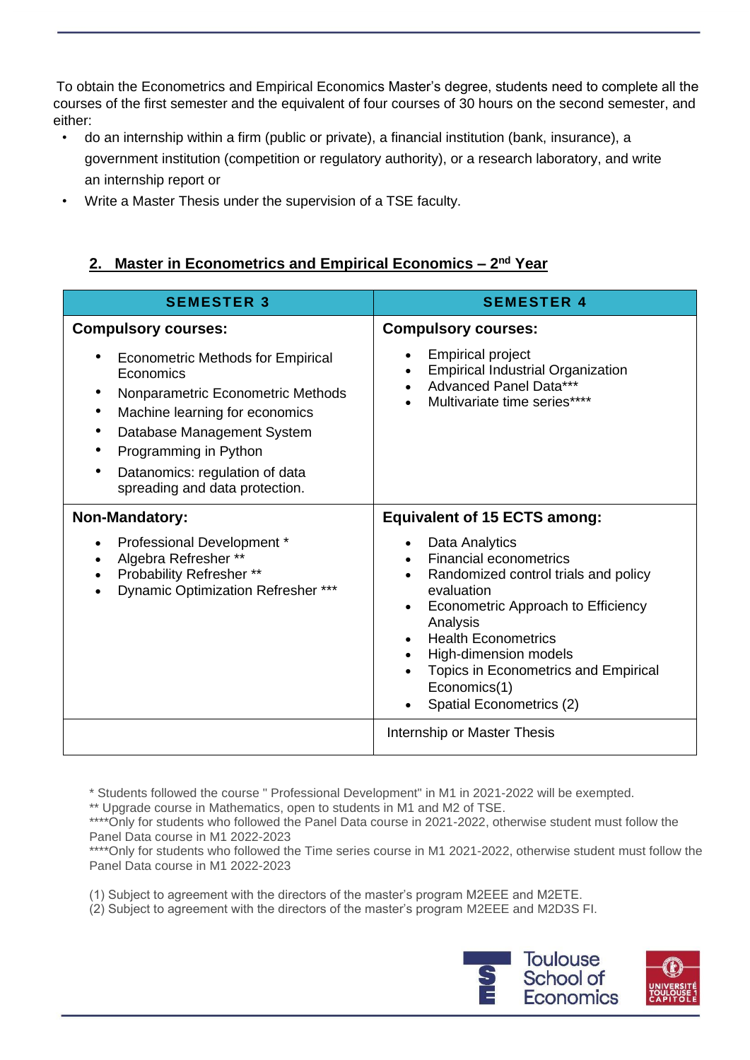To obtain the Econometrics and Empirical Economics Master's degree, students need to complete all the courses of the first semester and the equivalent of four courses of 30 hours on the second semester, and either:

- do an internship within a firm (public or private), a financial institution (bank, insurance), a government institution (competition or regulatory authority), or a research laboratory, and write an internship report or
- Write a Master Thesis under the supervision of a TSE faculty.

## 2. Master in Econometrics and Empirical Economics – 2nd Year

| SEMESTER 3 | SEMESTER 4 |
|---|---|
| **Compulsory courses:**<br>• Econometric Methods for Empirical Economics<br>• Nonparametric Econometric Methods<br>• Machine learning for economics<br>• Database Management System<br>• Programming in Python<br>• Datanomics: regulation of data spreading and data protection. | **Compulsory courses:**<br>• Empirical project<br>• Empirical Industrial Organization<br>• Advanced Panel Data***<br>• Multivariate time series**** |
| **Non-Mandatory:**<br>• Professional Development *<br>• Algebra Refresher **<br>• Probability Refresher **<br>• Dynamic Optimization Refresher *** | **Equivalent of 15 ECTS among:**<br>• Data Analytics<br>• Financial econometrics<br>• Randomized control trials and policy evaluation<br>• Econometric Approach to Efficiency Analysis<br>• Health Econometrics<br>• High-dimension models<br>• Topics in Econometrics and Empirical Economics(1)<br>• Spatial Econom150 Econometrics (2) |
| | Internship or Master Thesis |

\* Students followed the course " Professional Development" in M1 in 2021-2022 will be exempted.
** Upgrade course in Mathematics, open to students in M1 and M2 of TSE.
****Only for students who followed the Panel Data course in 2021-2022, otherwise student must follow the Panel Data course in M1 2022-2023
****Only for students who followed the Time series course in M1 2021-2022, otherwise student must follow the Panel Data course in M1 2022-2023

(1) Subject to agreement with the directors of the master's program M2EEE and M2ETE.
(2) Subject to agreement with the directors of the master's program M2EEE and M2D3S FI.

To obtain the Econometrics and Empirical Economics Master's degree, students need to complete all the courses of the first semester and the equivalent of four courses of 30 hours on the second semester, and either:

- do an internship within a firm (public or private), a financial institution (bank, insurance), a government institution (competition or regulatory authority), or a research laboratory, and write an internship report or
- Write a Master Thesis under the supervision of a TSE faculty.

## 2. Master in Econometrics and Empirical Economics – 2nd Year

| SEMESTER 3 | SEMESTER 4 |
|---|---|
| **Compulsory courses:**<br>• Econometric Methods for Empirical Economics<br>• Nonparametric Econometric Methods<br>• Machine learning for economics<br>• Database Management System<br>• Programming in Python<br>• Datanomics: regulation of data spreading and data protection. | **Compulsory courses:**<br>• Empirical project<br>• Empirical Industrial Organization<br>• Advanced Panel Data***<br>• Multivariate time series**** |
| **Non-Mandatory:**<br>• Professional Development *<br>• Algebra Refresher **<br>• Probability Refresher **<br>• Dynamic Optimization Refresher *** | **Equivalent of 15 ECTS among:**<br>• Data Analytics<br>• Financial econometrics<br>• Randomized control trials and policy evaluation<br>• Econometric Approach to Efficiency Analysis<br>• Health Econometrics<br>• High-dimension models<br>• Topics in Econometrics and Empirical Economics(1)<br>• Spatial Econometrics (2) |
| | Internship or Master Thesis |

\* Students followed the course " Professional Development" in M1 in 2021-2022 will be exempted.
** Upgrade course in Mathematics, open to students in M1 and M2 of TSE.
****Only for students who followed the Panel Data course in 2021-2022, otherwise student must follow the Panel Data course in M1 2022-2023
****Only for students who followed the Time series course in M1 2021-2022, otherwise student must follow the Panel Data course in M1 2022-2023

(1) Subject to agreement with the directors of the master's program M2EEE and M2ETE.
(2) Subject to agreement with the directors of the master's program M2EEE and M2D3S FI.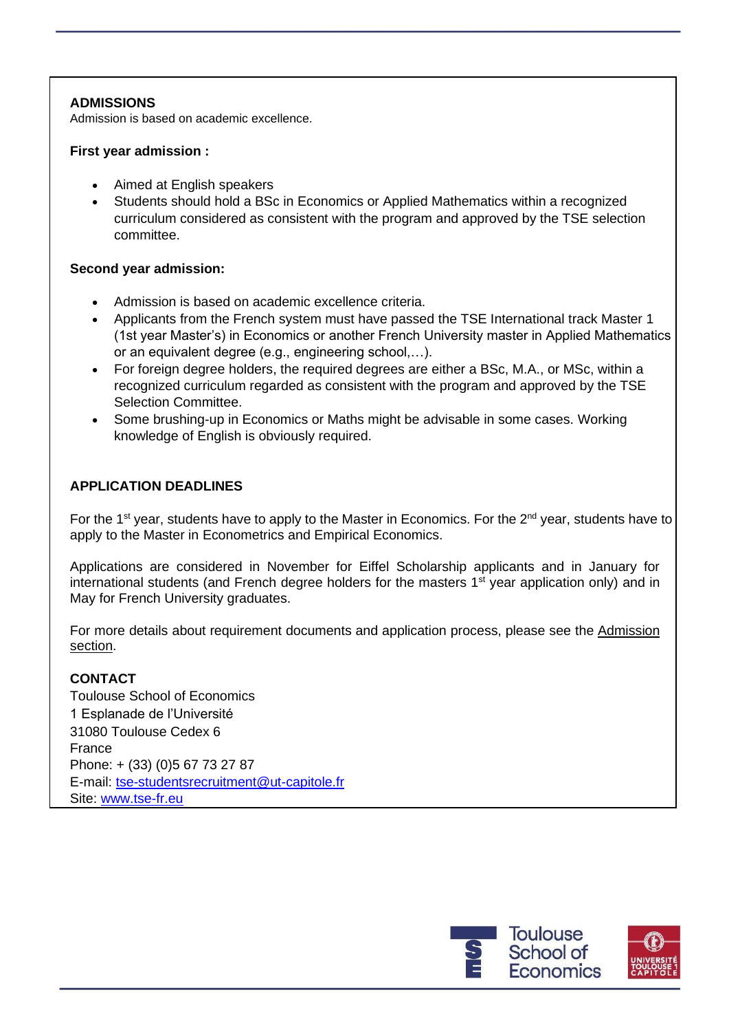## ADMISSIONS

Admission is based on academic excellence.

**First year admission :**

- Aimed at English speakers
- Students should hold a BSc in Economics or Applied Mathematics within a recognized curriculum considered as consistent with the program and approved by the TSE selection committee.

**Second year admission:**

- Admission is based on academic excellence criteria.
- Applicants from the French system must have passed the TSE International track Master 1 (1st year Master's) in Economics or another French University master in Applied Mathematics or an equivalent degree (e.g., engineering school,…).
- For foreign degree holders, the required degrees are either a BSc, M.A., or MSc, within a recognized curriculum regarded as consistent with the program and approved by the TSE Selection Committee.
- Some brushing-up in Economics or Maths might be advisable in some cases. Working knowledge of English is obviously required.

## APPLICATION DEADLINES

For the 1st year, students have to apply to the Master in Economics. For the 2nd year, students have to apply to the Master in Econometrics and Empirical Economics.

Applications are considered in November for Eiffel Scholarship applicants and in January for international students (and French degree holders for the masters 1st year application only) and in May for French University graduates.

For more details about requirement documents and application process, please see the Admission section.

## CONTACT

Toulouse School of Economics
1 Esplanade de l'Université
31080 Toulouse Cedex 6
France
Phone: + (33) (0)5 67 73 27 87
E-mail: tse-studentsrecruitment@ut-capitole.fr
Site: www.tse-fr.eu